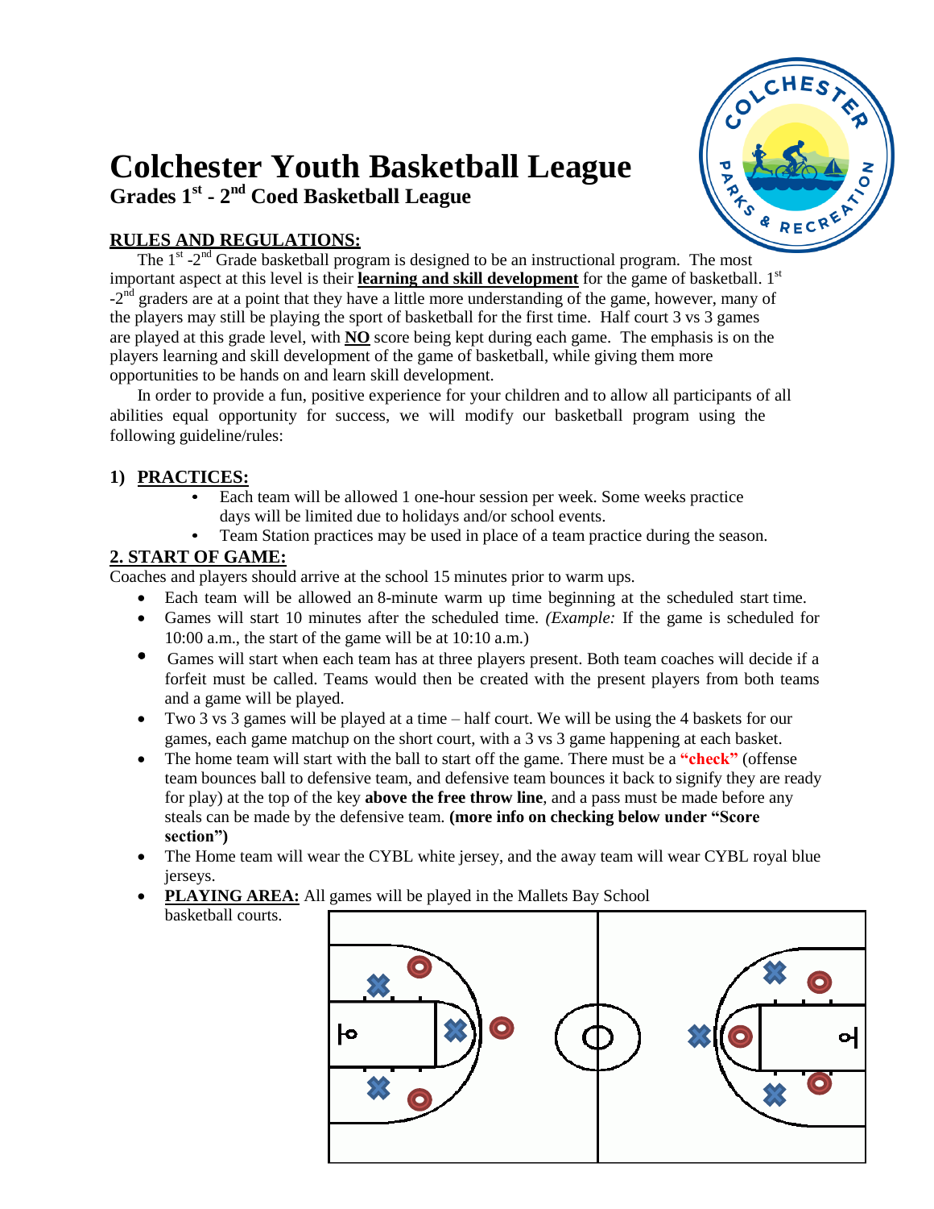# Colchester Youth Basketball League

## Grades 1st - 2nd Coed Basketball League

**RULES AND REGULATIONS:**

The 1st -2nd Grade basketball program is designed to be an instructional program. The most important aspect at this level is their **learning and skill development** for the game of basketball. 1st -2nd graders are at a point that they have a little more understanding of the game, however, many of the players may still be playing the sport of basketball for the first time. Half court 3 vs 3 games are played at this grade level, with **NO** score being kept during each game. The emphasis is on the players learning and skill development of the game of basketball, while giving them more opportunities to be hands on and learn skill development.

In order to provide a fun, positive experience for your children and to allow all participants of all abilities equal opportunity for success, we will modify our basketball program using the following guideline/rules:

### 1) PRACTICES:

- Each team will be allowed 1 one-hour session per week. Some weeks practice days will be limited due to holidays and/or school events.
- Team Station practices may be used in place of a team practice during the season.

### 2. START OF GAME:

Coaches and players should arrive at the school 15 minutes prior to warm ups.

- Each team will be allowed an 8-minute warm up time beginning at the scheduled start time.
- Games will start 10 minutes after the scheduled time. *(Example:* If the game is scheduled for 10:00 a.m., the start of the game will be at 10:10 a.m.)
- Games will start when each team has at three players present. Both team coaches will decide if a forfeit must be called. Teams would then be created with the present players from both teams and a game will be played.
- Two 3 vs 3 games will be played at a time – half court. We will be using the 4 baskets for our games, each game matchup on the short court, with a 3 vs 3 game happening at each basket.
- The home team will start with the ball to start off the game. There must be a **"check"** (offense team bounces ball to defensive team, and defensive team bounces it back to signify they are ready for play) at the top of the key **above the free throw line**, and a pass must be made before any steals can be made by the defensive team. **(more info on checking below under "Score section")**
- The Home team will wear the CYBL white jersey, and the away team will wear CYBL royal blue jerseys.
- **PLAYING AREA:** All games will be played in the Mallets Bay School basketball courts.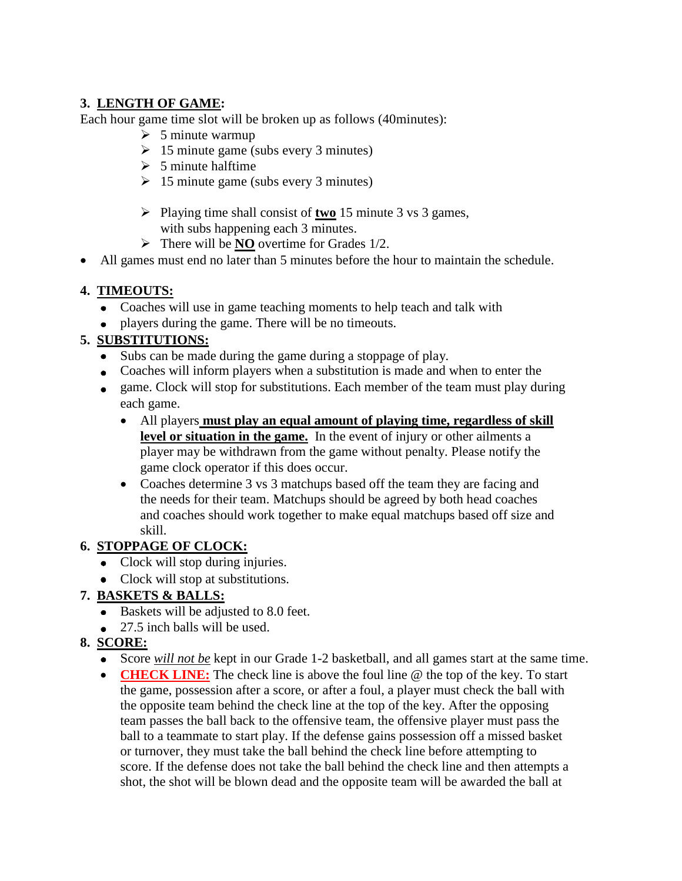### 3. <u>LENGTH OF GAME</u>:

Each hour game time slot will be broken up as follows (40minutes):

- 5 minute warmup
- 15 minute game (subs every 3 minutes)
- 5 minute halftime
- 15 minute game (subs every 3 minutes)

- Playing time shall consist of **<u>two</u>** 15 minute 3 vs 3 games, with subs happening each 3 minutes.
- There will be **<u>NO</u>** overtime for Grades 1/2.

- All games must end no later than 5 minutes before the hour to maintain the schedule.

### 4. <u>TIMEOUTS:</u>

- Coaches will use in game teaching moments to help teach and talk with
- players during the game. There will be no timeouts.

### 5. <u>SUBSTITUTIONS:</u>

- Subs can be made during the game during a stoppage of play.
- Coaches will inform players when a substitution is made and when to enter the
- game. Clock will stop for substitutions. Each member of the team must play during each game.
  - All players **<u>must play an equal amount of playing time, regardless of skill level or situation in the game.</u>** In the event of injury or other ailments a player may be withdrawn from the game without penalty. Please notify the game clock operator if this does occur.
  - Coaches determine 3 vs 3 matchups based off the team they are facing and the needs for their team. Matchups should be agreed by both head coaches and coaches should work together to make equal matchups based off size and skill.

### 6. <u>STOPPAGE OF CLOCK:</u>

- Clock will stop during injuries.
- Clock will stop at substitutions.

### 7. <u>BASKETS & BALLS:</u>

- Baskets will be adjusted to 8.0 feet.
- 27.5 inch balls will be used.

### 8. <u>SCORE:</u>

- Score <u>*will not be*</u> kept in our Grade 1-2 basketball, and all games start at the same time.
- **<u>CHECK LINE:</u>** The check line is above the foul line @ the top of the key. To start the game, possession after a score, or after a foul, a player must check the ball with the opposite team behind the check line at the top of the key. After the opposing team passes the ball back to the offensive team, the offensive player must pass the ball to a teammate to start play. If the defense gains possession off a missed basket or turnover, they must take the ball behind the check line before attempting to score. If the defense does not take the ball behind the check line and then attempts a shot, the shot will be blown dead and the opposite team will be awarded the ball at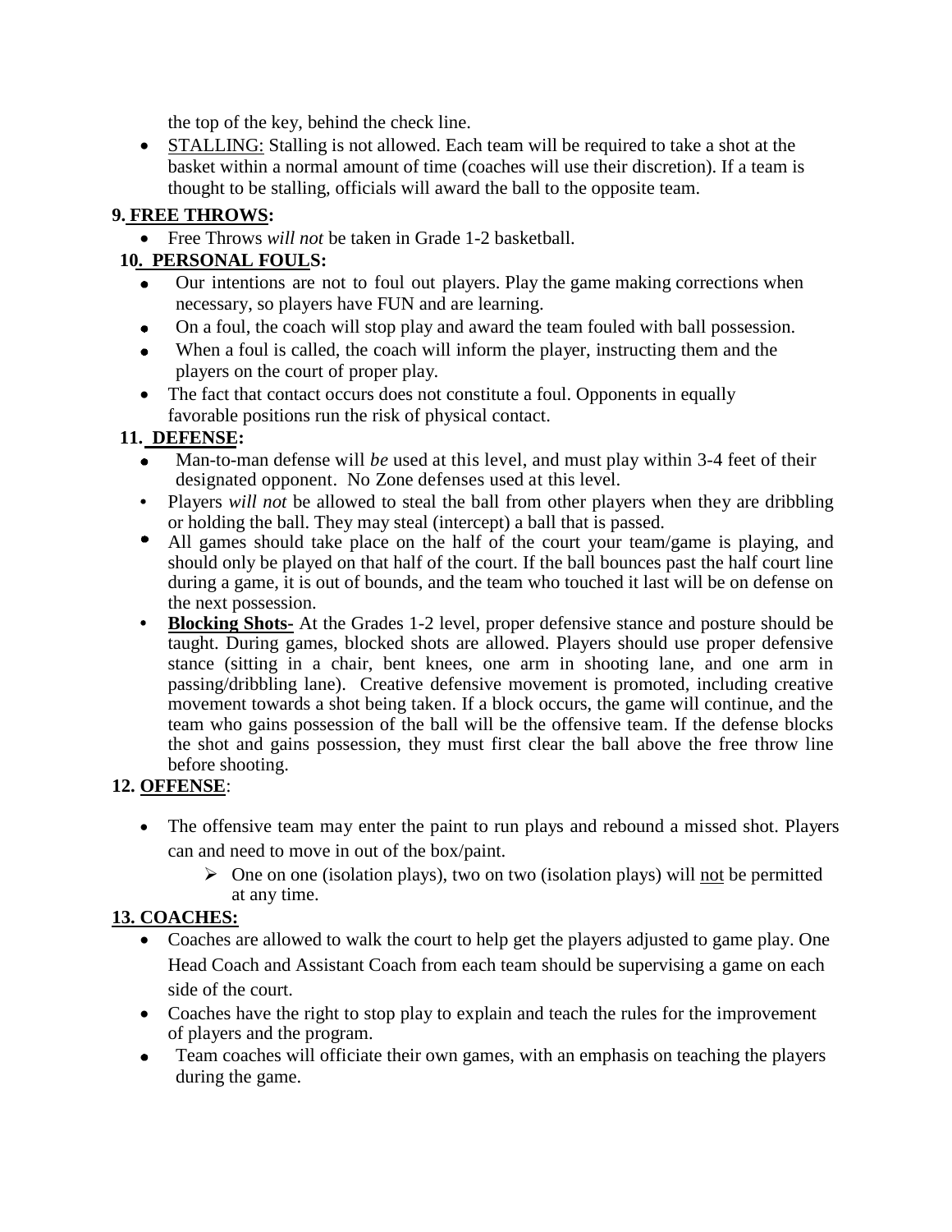the top of the key, behind the check line.

- STALLING: Stalling is not allowed. Each team will be required to take a shot at the basket within a normal amount of time (coaches will use their discretion). If a team is thought to be stalling, officials will award the ball to the opposite team.

**9. FREE THROWS:**

- Free Throws *will not* be taken in Grade 1-2 basketball.

**10. PERSONAL FOULS:**

- Our intentions are not to foul out players. Play the game making corrections when necessary, so players have FUN and are learning.
- On a foul, the coach will stop play and award the team fouled with ball possession.
- When a foul is called, the coach will inform the player, instructing them and the players on the court of proper play.
- The fact that contact occurs does not constitute a foul. Opponents in equally favorable positions run the risk of physical contact.

**11. DEFENSE:**

- Man-to-man defense will *be* used at this level, and must play within 3-4 feet of their designated opponent. No Zone defenses used at this level.
- Players *will not* be allowed to steal the ball from other players when they are dribbling or holding the ball. They may steal (intercept) a ball that is passed.
- All games should take place on the half of the court your team/game is playing, and should only be played on that half of the court. If the ball bounces past the half court line during a game, it is out of bounds, and the team who touched it last will be on defense on the next possession.
- **Blocking Shots-** At the Grades 1-2 level, proper defensive stance and posture should be taught. During games, blocked shots are allowed. Players should use proper defensive stance (sitting in a chair, bent knees, one arm in shooting lane, and one arm in passing/dribbling lane). Creative defensive movement is promoted, including creative movement towards a shot being taken. If a block occurs, the game will continue, and the team who gains possession of the ball will be the offensive team. If the defense blocks the shot and gains possession, they must first clear the ball above the free throw line before shooting.

**12. OFFENSE:**

- The offensive team may enter the paint to run plays and rebound a missed shot. Players can and need to move in out of the box/paint.
  - One on one (isolation plays), two on two (isolation plays) will not be permitted at any time.

**13. COACHES:**

- Coaches are allowed to walk the court to help get the players adjusted to game play. One Head Coach and Assistant Coach from each team should be supervising a game on each side of the court.
- Coaches have the right to stop play to explain and teach the rules for the improvement of players and the program.
- Team coaches will officiate their own games, with an emphasis on teaching the players during the game.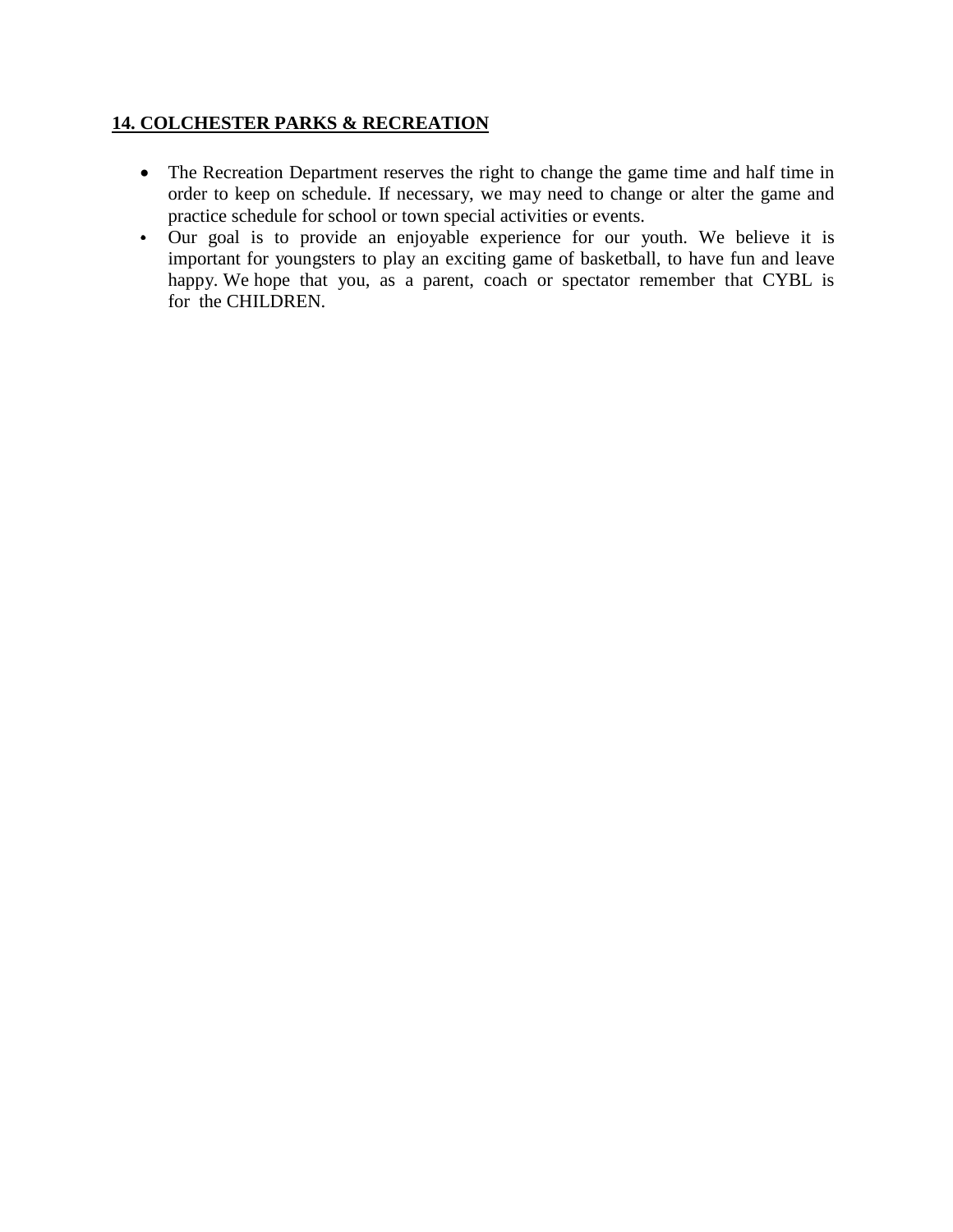## **14. COLCHESTER PARKS & RECREATION**

- The Recreation Department reserves the right to change the game time and half time in order to keep on schedule. If necessary, we may need to change or alter the game and practice schedule for school or town special activities or events.
- Our goal is to provide an enjoyable experience for our youth. We believe it is important for youngsters to play an exciting game of basketball, to have fun and leave happy. We hope that you, as a parent, coach or spectator remember that CYBL is for the CHILDREN.